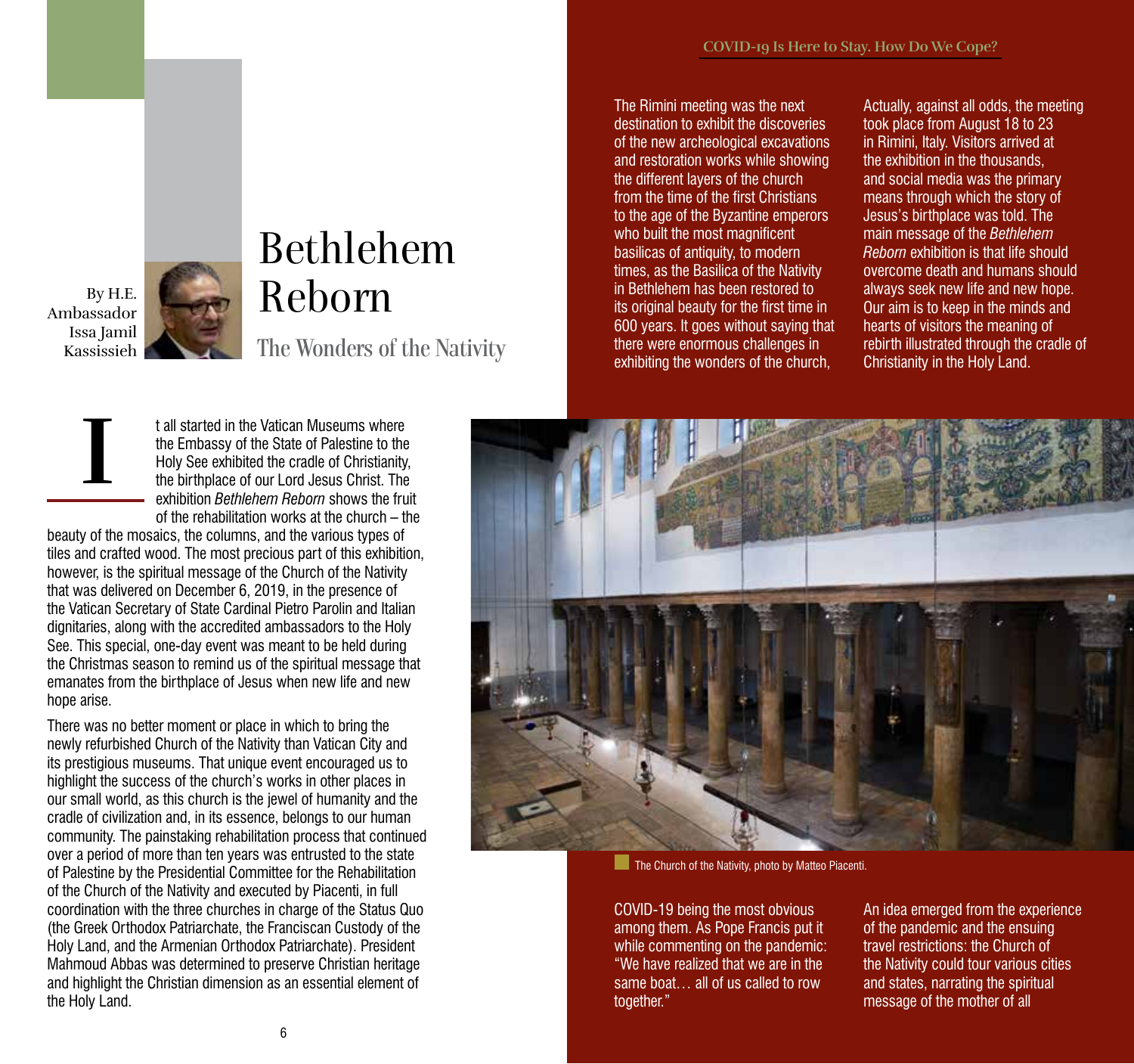# Bethlehem Reborn

## The Wonders of the Nativity

By H.E. Ambassador Issa Jamil Kassissieh

It all started in the Vatican Museums where the Embassy of the State of Palestine to the Holy See exhibited the cradle of Christianity, the birthplace of our Lord Jesus Christ. The exhibition *Bethlehem Reborn* shows the fruit of the rehabilitation works at the church – the beauty of the mosaics, the columns, and the various types of tiles and crafted wood. The most precious part of this exhibition, however, is the spiritual message of the Church of the Nativity that was delivered on December 6, 2019, in the presence of the Vatican Secretary of State Cardinal Pietro Parolin and Italian dignitaries, along with the accredited ambassadors to the Holy See. This special, one-day event was meant to be held during the Christmas season to remind us of the spiritual message that emanates from the birthplace of Jesus when new life and new hope arise.

There was no better moment or place in which to bring the newly refurbished Church of the Nativity than Vatican City and its prestigious museums. That unique event encouraged us to highlight the success of the church's works in other places in our small world, as this church is the jewel of humanity and the cradle of civilization and, in its essence, belongs to our human community. The painstaking rehabilitation process that continued over a period of more than ten years was entrusted to the state of Palestine by the Presidential Committee for the Rehabilitation of the Church of the Nativity and executed by Piacenti, in full coordination with the three churches in charge of the Status Quo (the Greek Orthodox Patriarchate, the Franciscan Custody of the Holy Land, and the Armenian Orthodox Patriarchate). President Mahmoud Abbas was determined to preserve Christian heritage and highlight the Christian dimension as an essential element of the Holy Land.

The Rimini meeting was the next destination to exhibit the discoveries of the new archeological excavations and restoration works while showing the different layers of the church from the time of the first Christians to the age of the Byzantine emperors who built the most magnificent basilicas of antiquity, to modern times, as the Basilica of the Nativity in Bethlehem has been restored to its original beauty for the first time in 600 years. It goes without saying that there were enormous challenges in exhibiting the wonders of the church, COVID-19 being the most obvious among them. As Pope Francis put it while commenting on the pandemic: "We have realized that we are in the same boat… all of us called to row together."

Actually, against all odds, the meeting took place from August 18 to 23 in Rimini, Italy. Visitors arrived at the exhibition in the thousands, and social media was the primary means through which the story of Jesus's birthplace was told. The main message of the *Bethlehem Reborn* exhibition is that life should overcome death and humans should always seek new life and new hope. Our aim is to keep in the minds and hearts of visitors the meaning of rebirth illustrated through the cradle of Christianity in the Holy Land.

The Church of the Nativity, photo by Matteo Piacenti.

An idea emerged from the experience of the pandemic and the ensuing travel restrictions: the Church of the Nativity could tour various cities and states, narrating the spiritual message of the mother of all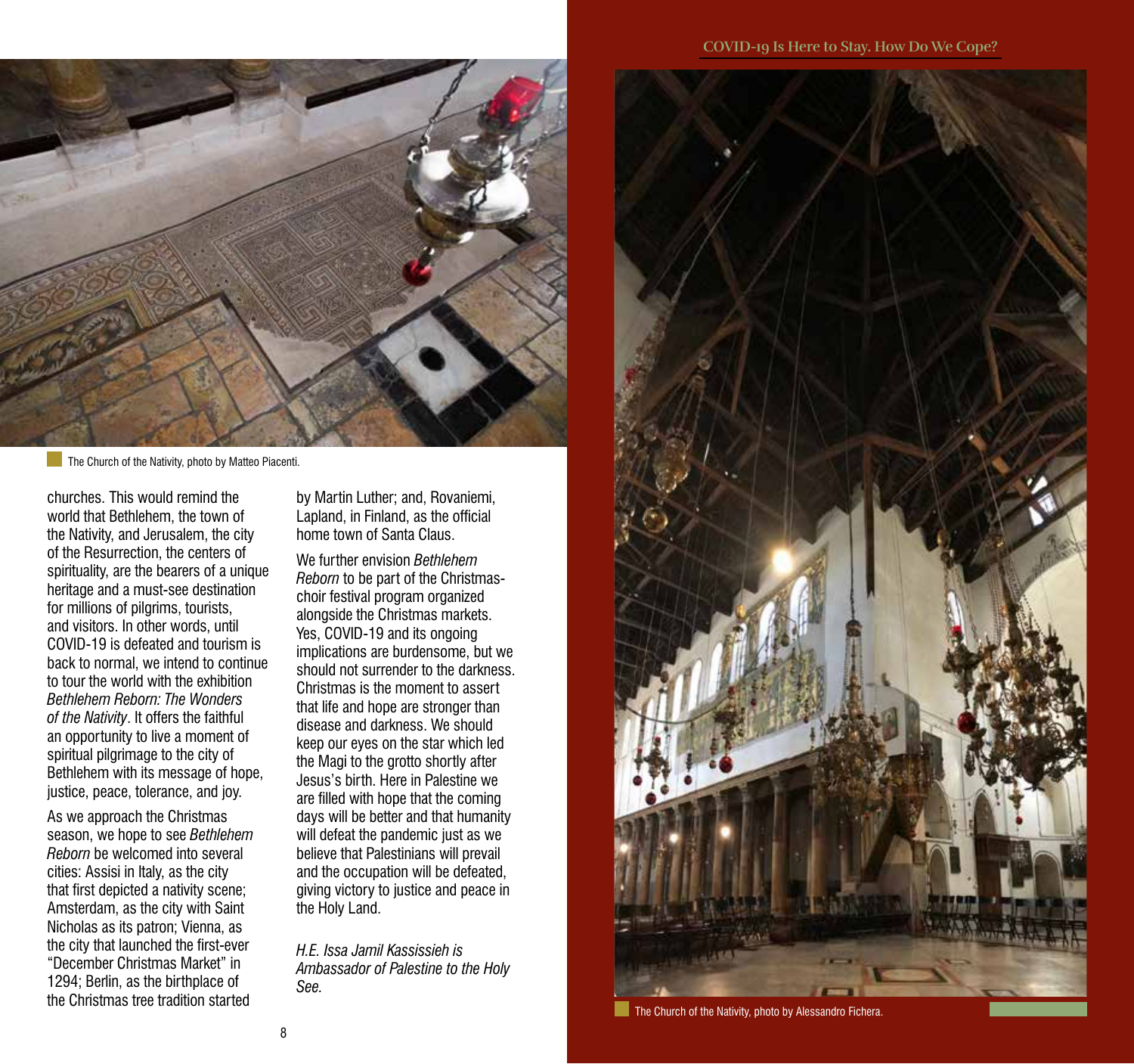The Church of the Nativity, photo by Matteo Piacenti.

churches. This would remind the world that Bethlehem, the town of the Nativity, and Jerusalem, the city of the Resurrection, the centers of spirituality, are the bearers of a unique heritage and a must-see destination for millions of pilgrims, tourists, and visitors. In other words, until COVID-19 is defeated and tourism is back to normal, we intend to continue to tour the world with the exhibition *Bethlehem Reborn: The Wonders of the Nativity*. It offers the faithful an opportunity to live a moment of spiritual pilgrimage to the city of Bethlehem with its message of hope, justice, peace, tolerance, and joy.

As we approach the Christmas season, we hope to see *Bethlehem Reborn* be welcomed into several cities: Assisi in Italy, as the city that first depicted a nativity scene; Amsterdam, as the city with Saint Nicholas as its patron; Vienna, as the city that launched the first-ever "December Christmas Market" in 1294; Berlin, as the birthplace of the Christmas tree tradition started by Martin Luther; and, Rovaniemi, Lapland, in Finland, as the official home town of Santa Claus.

We further envision *Bethlehem Reborn* to be part of the Christmas-choir festival program organized alongside the Christmas markets. Yes, COVID-19 and its ongoing implications are burdensome, but we should not surrender to the darkness. Christmas is the moment to assert that life and hope are stronger than disease and darkness. We should keep our eyes on the star which led the Magi to the grotto shortly after Jesus's birth. Here in Palestine we are filled with hope that the coming days will be better and that humanity will defeat the pandemic just as we believe that Palestinians will prevail and the occupation will be defeated, giving victory to justice and peace in the Holy Land.

*H.E. Issa Jamil Kassissieh is Ambassador of Palestine to the Holy See.*

The Church of the Nativity, photo by Alessandro Fichera.